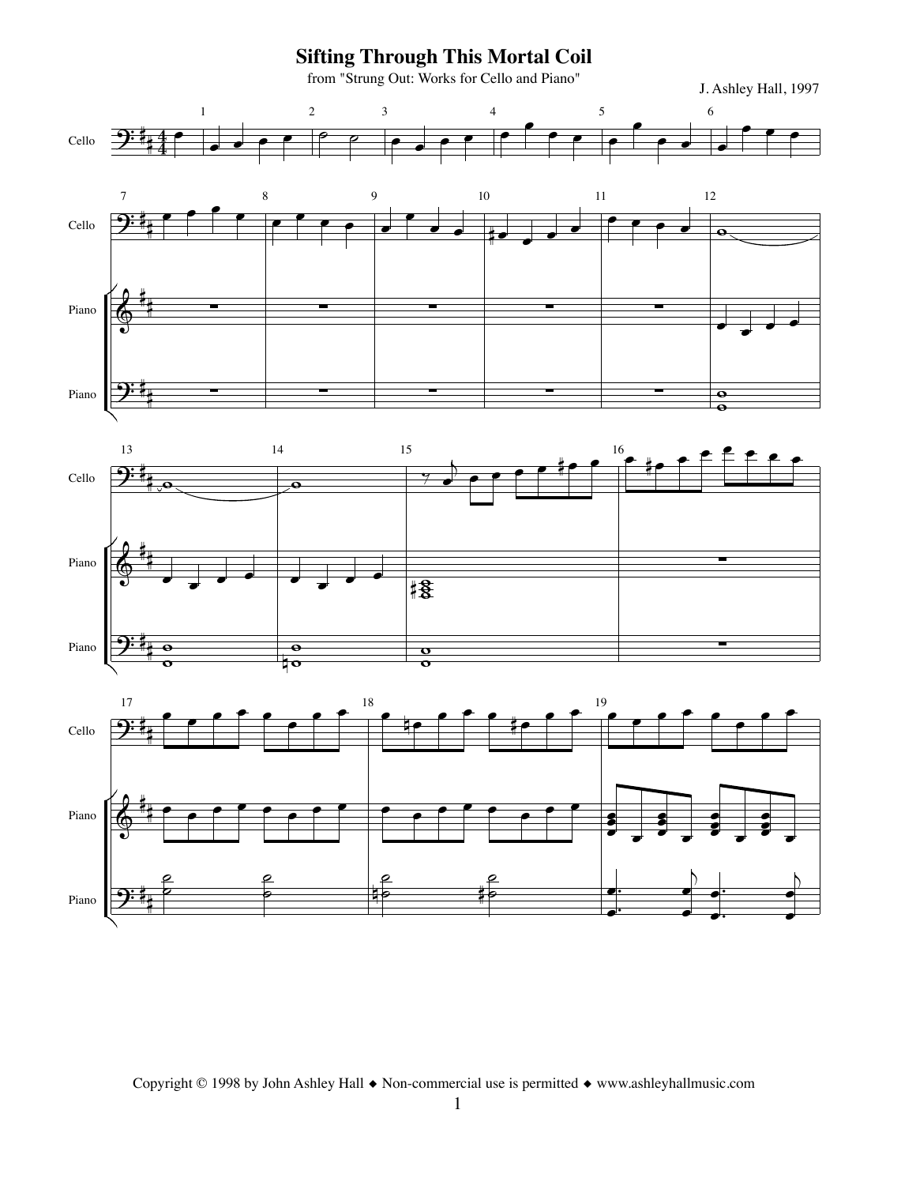# Sifting Through This Mortal Coil

from "Strung Out: Works for Cello and Piano"

J. Ashley Hall, 1997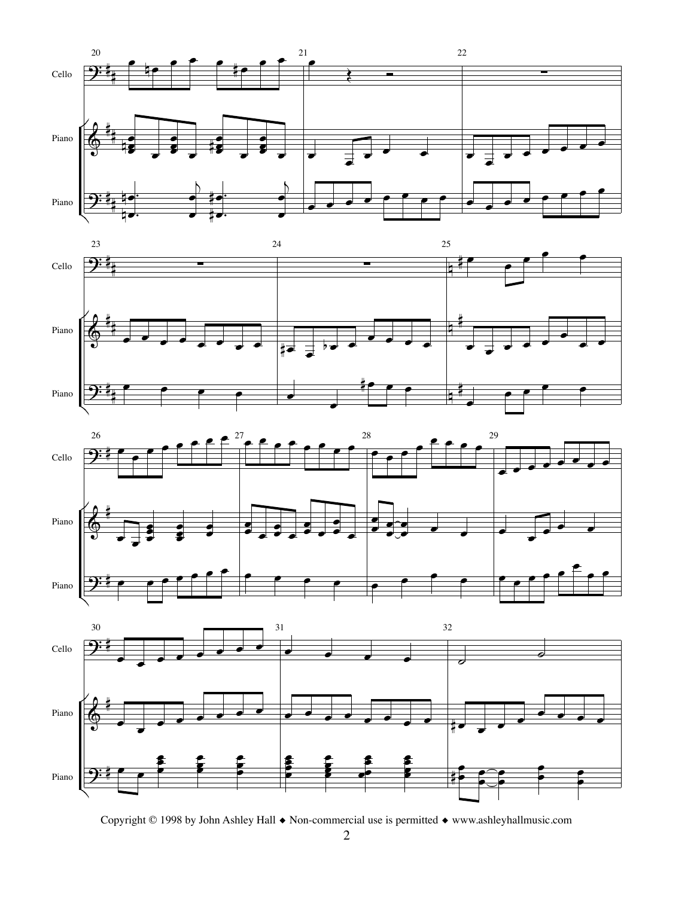Cello

Piano

Piano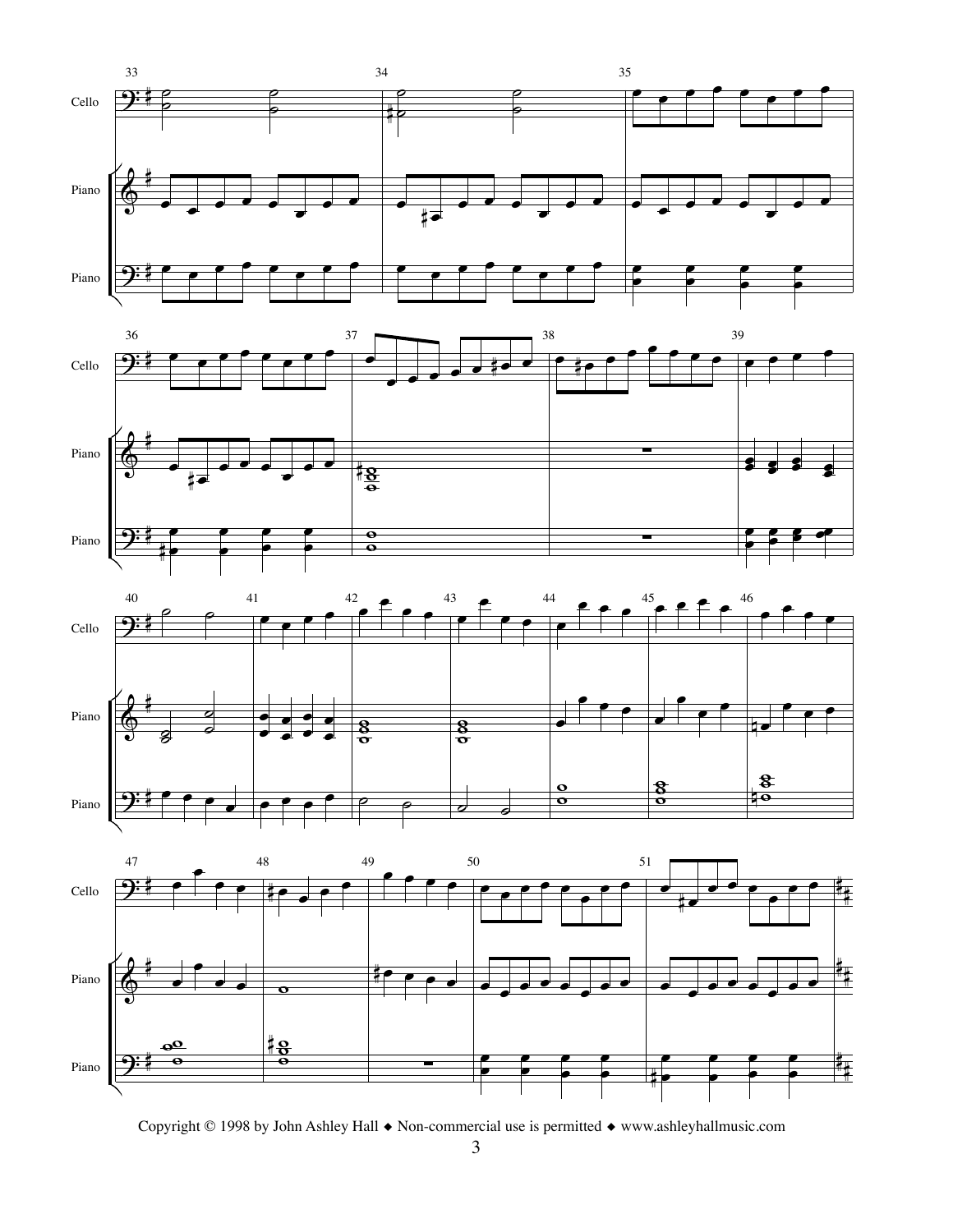Cello

Piano

Piano

Copyright © 1998 by John Ashley Hall ◆ Non-commercial use is permitted ◆ www.ashleyhallmusic.com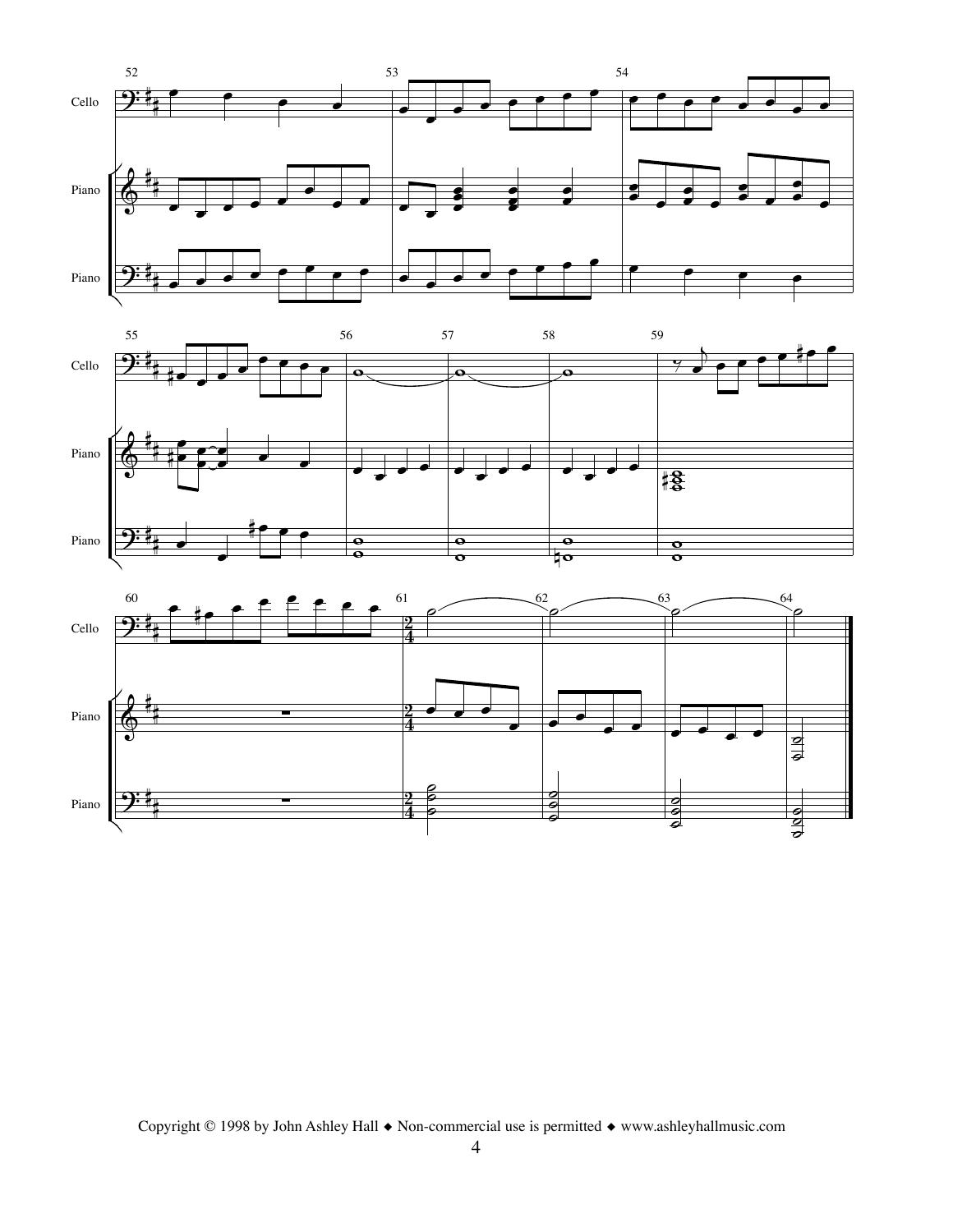Cello

Piano

Piano

Copyright © 1998 by John Ashley Hall ◆ Non-commercial use is permitted ◆ www.ashleyhallmusic.com